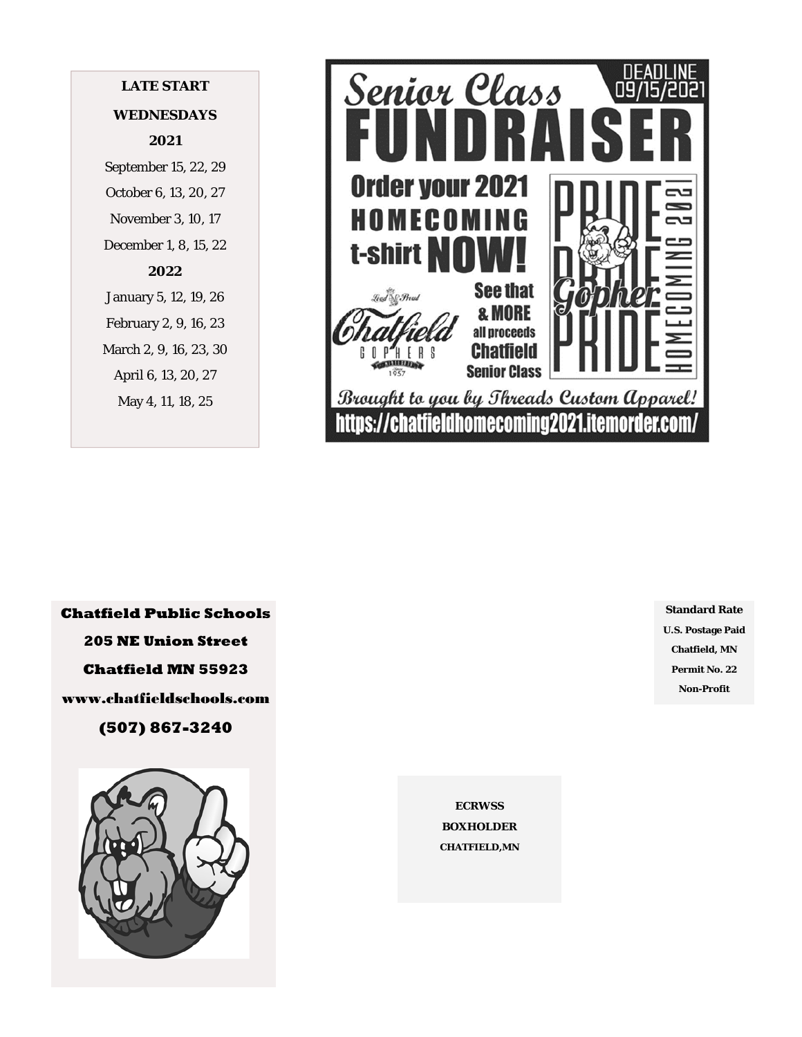**LATE START**

**WEDNESDAYS**

**2021**

September 15, 22, 29

October 6, 13, 20, 27

November 3, 10, 17

December 1, 8, 15, 22

**2022**

January 5, 12, 19, 26

February 2, 9, 16, 23

March 2, 9, 16, 23, 30

April 6, 13, 20, 27

May 4, 11, 18, 25

DEADLINE 09/15/2021

# Senior Class FUNDRAISER

**Order your 2021 HOMECOMING t-shirt NOW!**

PRIDE PRIDE Gopher PRIDE HOMECOMING 2021

Lead & Proud Chatfield GOPHERS Since 1957

**See that & MORE all proceeds Chatfield Senior Class**

*Brought to you by Threads Custom Apparel!*

**https://chatfieldhomecoming2021.itemorder.com/**

**Chatfield Public Schools**

**205 NE Union Street**

**Chatfield MN 55923**

**www.chatfieldschools.com**

**(507) 867-3240**

**Standard Rate**
**U.S. Postage Paid**
**Chatfield, MN**
**Permit No. 22**
**Non-Profit**

**ECRWSS**
**BOXHOLDER**
**CHATFIELD,MN**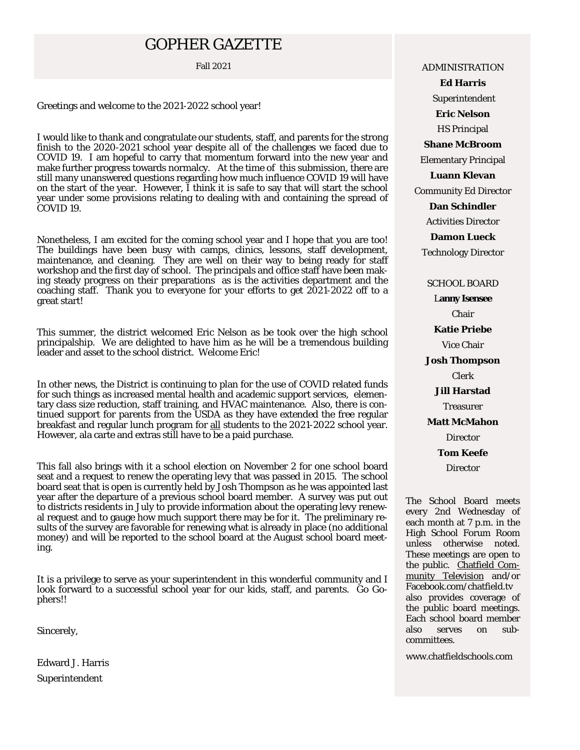# GOPHER GAZETTE

Fall 2021

Greetings and welcome to the 2021-2022 school year!

I would like to thank and congratulate our students, staff, and parents for the strong finish to the 2020-2021 school year despite all of the challenges we faced due to COVID 19. I am hopeful to carry that momentum forward into the new year and make further progress towards normalcy. At the time of this submission, there are still many unanswered questions regarding how much influence COVID 19 will have on the start of the year. However, I think it is safe to say that will start the school year under some provisions relating to dealing with and containing the spread of COVID 19.

Nonetheless, I am excited for the coming school year and I hope that you are too! The buildings have been busy with camps, clinics, lessons, staff development, maintenance, and cleaning. They are well on their way to being ready for staff workshop and the first day of school. The principals and office staff have been making steady progress on their preparations as is the activities department and the coaching staff. Thank you to everyone for your efforts to get 2021-2022 off to a great start!

This summer, the district welcomed Eric Nelson as be took over the high school principalship. We are delighted to have him as he will be a tremendous building leader and asset to the school district. Welcome Eric!

In other news, the District is continuing to plan for the use of COVID related funds for such things as increased mental health and academic support services, elementary class size reduction, staff training, and HVAC maintenance. Also, there is continued support for parents from the USDA as they have extended the free regular breakfast and regular lunch program for all students to the 2021-2022 school year. However, ala carte and extras still have to be a paid purchase.

This fall also brings with it a school election on November 2 for one school board seat and a request to renew the operating levy that was passed in 2015. The school board seat that is open is currently held by Josh Thompson as he was appointed last year after the departure of a previous school board member. A survey was put out to districts residents in July to provide information about the operating levy renewal request and to gauge how much support there may be for it. The preliminary results of the survey are favorable for renewing what is already in place (no additional money) and will be reported to the school board at the August school board meeting.

It is a privilege to serve as your superintendent in this wonderful community and I look forward to a successful school year for our kids, staff, and parents. Go Gophers!!

Sincerely,

Edward J. Harris

Superintendent

ADMINISTRATION

**Ed Harris**
Superintendent

**Eric Nelson**
HS Principal

**Shane McBroom**
Elementary Principal

**Luann Klevan**
Community Ed Director

**Dan Schindler**
Activities Director

**Damon Lueck**
Technology Director

SCHOOL BOARD

**Lanny Isensee**
Chair

**Katie Priebe**
Vice Chair

**Josh Thompson**
Clerk

**Jill Harstad**
Treasurer

**Matt McMahon**
Director

**Tom Keefe**
Director

The School Board meets every 2nd Wednesday of each month at 7 p.m. in the High School Forum Room unless otherwise noted. These meetings are open to the public. Chatfield Community Television and/or Facebook.com/chatfield.tv also provides coverage of the public board meetings. Each school board member also serves on subcommittees.

www.chatfieldschools.com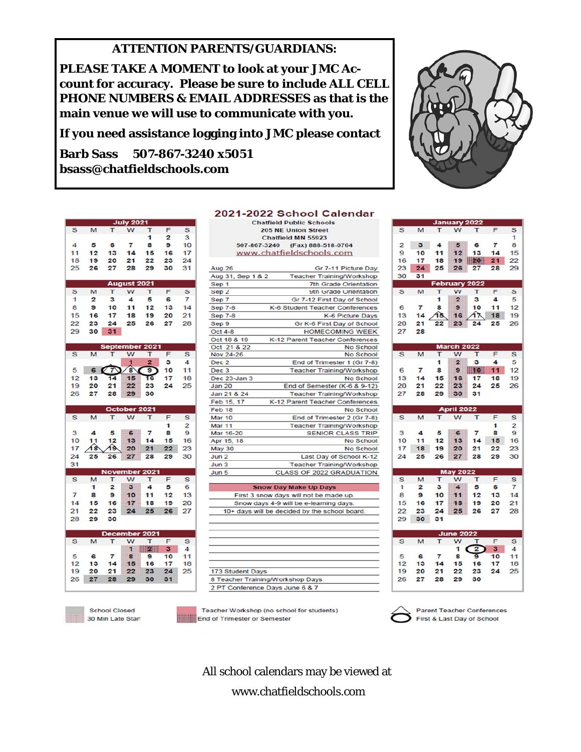**ATTENTION PARENTS/GUARDIANS:**

**PLEASE TAKE A MOMENT to look at your JMC Account for accuracy. Please be sure to include ALL CELL PHONE NUMBERS & EMAIL ADDRESSES as that is the main venue we will use to communicate with you.**

**If you need assistance logging into JMC please contact**

**Barb Sass 507-867-3240 x5051**
**bsass@chatfieldschools.com**

## 2021-2022 School Calendar

Chatfield Public Schools
205 NE Union Street
Chatfield MN 55923
507-867-3240 (Fax) 888-518-0704
www.chatfieldschools.com

| Date | Event |
|---|---|
| Aug 26 | Gr 7-11 Picture Day |
| Aug 31, Sep 1 & 2 | Teacher Training/Workshop |
| Sep 1 | 7th Grade Orientation |
| Sep 2 | 9th Grade Orientation |
| Sep 7 | Gr 7-12 First Day of School |
| Sep 7-8 | K-6 Student Teacher Conferences |
| Sep 7-8 | K-6 Picture Days |
| Sep 9 | Gr K-6 First Day of School |
| Oct 4-8 | HOMECOMING WEEK |
| Oct 18 & 19 | K-12 Parent Teacher Conferences |
| Oct 21 & 22 | No School |
| Nov 24-26 | No School |
| Dec 2 | End of Trimester 1 (Gr 7-8) |
| Dec 3 | Teacher Training/Workshop |
| Dec 23-Jan 3 | No School |
| Jan 20 | End of Semester (K-6 & 9-12) |
| Jan 21 & 24 | Teacher Training/Workshop |
| Feb 15, 17 | K-12 Parent Teacher Conferences |
| Feb 18 | No School |
| Mar 10 | End of Trimester 2 (Gr 7-8) |
| Mar 11 | Teacher Training/Workshop |
| Mar 16-20 | SENIOR CLASS TRIP |
| Apr 15, 18 | No School |
| May 30 | No School |
| Jun 2 | Last Day of School K-12 |
| Jun 3 | Teacher Training/Workshop |
| Jun 5 | CLASS OF 2022 GRADUATION |

**Snow Day Make Up Days**

First 3 snow days will not be made up.
Snow days 4-9 will be e-learning days.
10+ days will be decided by the school board.

173 Student Days
8 Teacher Training/Workshop Days
2 PT Conference Days June 6 & 7

### July 2021

| S | M | T | W | T | F | S |
|---|---|---|---|---|---|---|
| | | | | 1 | 2 | 3 |
| 4 | 5 | 6 | 7 | 8 | 9 | 10 |
| 11 | 12 | 13 | 14 | 15 | 16 | 17 |
| 18 | 19 | 20 | 21 | 22 | 23 | 24 |
| 25 | 26 | 27 | 28 | 29 | 30 | 31 |

### August 2021

| S | M | T | W | T | F | S |
|---|---|---|---|---|---|---|
| 1 | 2 | 3 | 4 | 5 | 6 | 7 |
| 8 | 9 | 10 | 11 | 12 | 13 | 14 |
| 15 | 16 | 17 | 18 | 19 | 20 | 21 |
| 22 | 23 | 24 | 25 | 26 | 27 | 28 |
| 29 | 30 | 31 | | | | |

### September 2021

| S | M | T | W | T | F | S |
|---|---|---|---|---|---|---|
| | | | 1 | 2 | 3 | 4 |
| 5 | 6 | 7 | 8 | 9 | 10 | 11 |
| 12 | 13 | 14 | 15 | 16 | 17 | 18 |
| 19 | 20 | 21 | 22 | 23 | 24 | 25 |
| 26 | 27 | 28 | 29 | 30 | | |

### October 2021

| S | M | T | W | T | F | S |
|---|---|---|---|---|---|---|
| | | | | | 1 | 2 |
| 3 | 4 | 5 | 6 | 7 | 8 | 9 |
| 10 | 11 | 12 | 13 | 14 | 15 | 16 |
| 17 | 18 | 19 | 20 | 21 | 22 | 23 |
| 24 | 25 | 26 | 27 | 28 | 29 | 30 |
| 31 | | | | | | |

### November 2021

| S | M | T | W | T | F | S |
|---|---|---|---|---|---|---|
| | 1 | 2 | 3 | 4 | 5 | 6 |
| 7 | 8 | 9 | 10 | 11 | 12 | 13 |
| 14 | 15 | 16 | 17 | 18 | 19 | 20 |
| 21 | 22 | 23 | 24 | 25 | 26 | 27 |
| 28 | 29 | 30 | | | | |

### December 2021

| S | M | T | W | T | F | S |
|---|---|---|---|---|---|---|
| | | | 1 | 2 | 3 | 4 |
| 5 | 6 | 7 | 8 | 9 | 10 | 11 |
| 12 | 13 | 14 | 15 | 16 | 17 | 18 |
| 19 | 20 | 21 | 22 | 23 | 24 | 25 |
| 26 | 27 | 28 | 29 | 30 | 31 | |

### January 2022

| S | M | T | W | T | F | S |
|---|---|---|---|---|---|---|
| | | | | | | 1 |
| 2 | 3 | 4 | 5 | 6 | 7 | 8 |
| 9 | 10 | 11 | 12 | 13 | 14 | 15 |
| 16 | 17 | 18 | 19 | 20 | 21 | 22 |
| 23 | 24 | 25 | 26 | 27 | 28 | 29 |
| 30 | 31 | | | | | |

### February 2022

| S | M | T | W | T | F | S |
|---|---|---|---|---|---|---|
| | | 1 | 2 | 3 | 4 | 5 |
| 6 | 7 | 8 | 9 | 10 | 11 | 12 |
| 13 | 14 | 15 | 16 | 17 | 18 | 19 |
| 20 | 21 | 22 | 23 | 24 | 25 | 26 |
| 27 | 28 | | | | | |

### March 2022

| S | M | T | W | T | F | S |
|---|---|---|---|---|---|---|
| | | 1 | 2 | 3 | 4 | 5 |
| 6 | 7 | 8 | 9 | 10 | 11 | 12 |
| 13 | 14 | 15 | 16 | 17 | 18 | 19 |
| 20 | 21 | 22 | 23 | 24 | 25 | 26 |
| 27 | 28 | 29 | 30 | 31 | | |

### April 2022

| S | M | T | W | T | F | S |
|---|---|---|---|---|---|---|
| | | | | | 1 | 2 |
| 3 | 4 | 5 | 6 | 7 | 8 | 9 |
| 10 | 11 | 12 | 13 | 14 | 15 | 16 |
| 17 | 18 | 19 | 20 | 21 | 22 | 23 |
| 24 | 25 | 26 | 27 | 28 | 29 | 30 |

### May 2022

| S | M | T | W | T | F | S |
|---|---|---|---|---|---|---|
| 1 | 2 | 3 | 4 | 5 | 6 | 7 |
| 8 | 9 | 10 | 11 | 12 | 13 | 14 |
| 15 | 16 | 17 | 18 | 19 | 20 | 21 |
| 22 | 23 | 24 | 25 | 26 | 27 | 28 |
| 29 | 30 | 31 | | | | |

### June 2022

| S | M | T | W | T | F | S |
|---|---|---|---|---|---|---|
| | | | 1 | 2 | 3 | 4 |
| 5 | 6 | 7 | 8 | 9 | 10 | 11 |
| 12 | 13 | 14 | 15 | 16 | 17 | 18 |
| 19 | 20 | 21 | 22 | 23 | 24 | 25 |
| 26 | 27 | 28 | 29 | 30 | | |

School Closed
30 Min Late Start
Teacher Workshop (no school for students)
End of Trimester or Semester
Parent Teacher Conferences
First & Last Day of School

All school calendars may be viewed at
www.chatfieldschools.com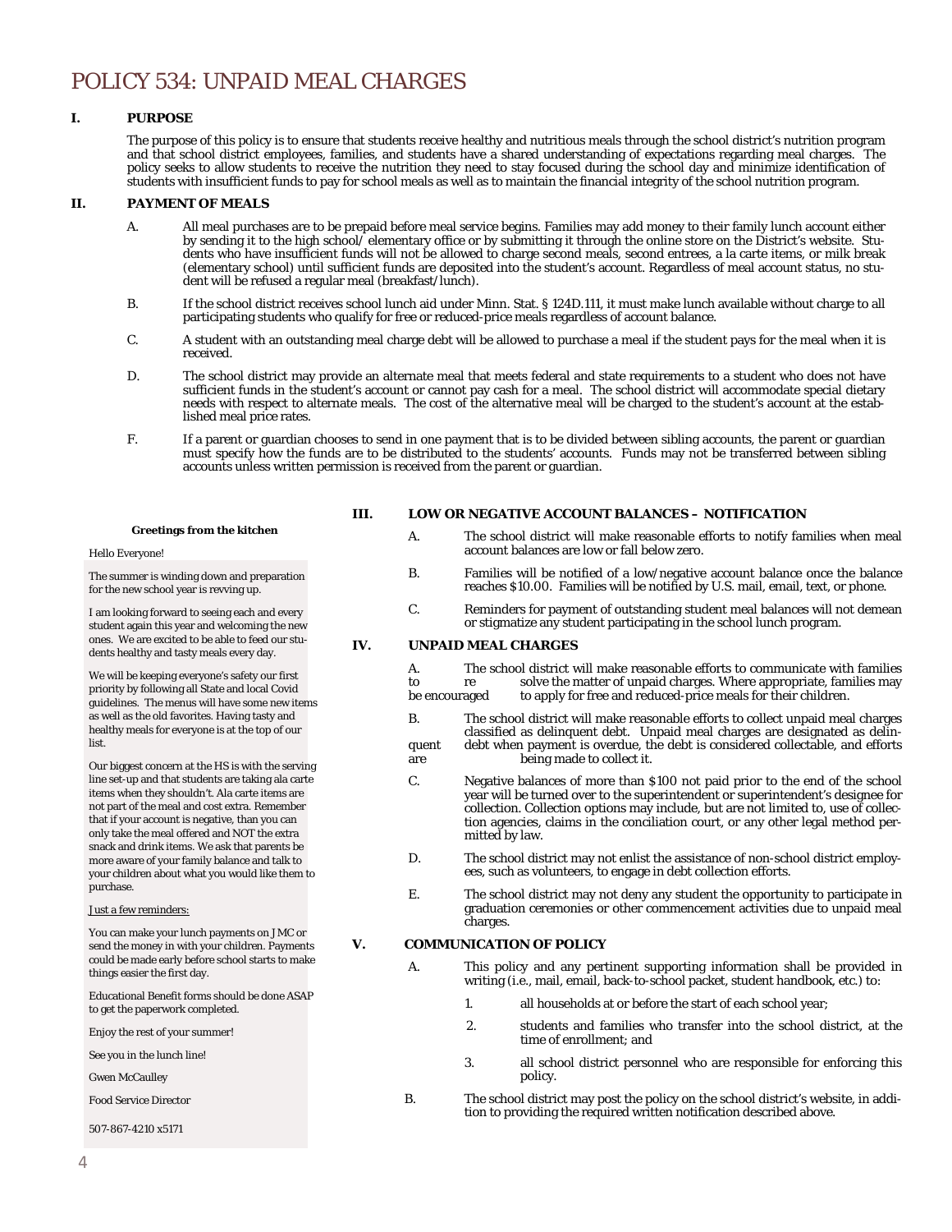# POLICY 534: UNPAID MEAL CHARGES

**I. PURPOSE**

The purpose of this policy is to ensure that students receive healthy and nutritious meals through the school district's nutrition program and that school district employees, families, and students have a shared understanding of expectations regarding meal charges. The policy seeks to allow students to receive the nutrition they need to stay focused during the school day and minimize identification of students with insufficient funds to pay for school meals as well as to maintain the financial integrity of the school nutrition program.

**II. PAYMENT OF MEALS**

A. All meal purchases are to be prepaid before meal service begins. Families may add money to their family lunch account either by sending it to the high school/ elementary office or by submitting it through the online store on the District's website. Students who have insufficient funds will not be allowed to charge second meals, second entrees, a la carte items, or milk break (elementary school) until sufficient funds are deposited into the student's account. Regardless of meal account status, no student will be refused a regular meal (breakfast/lunch).

B. If the school district receives school lunch aid under Minn. Stat. § 124D.111, it must make lunch available without charge to all participating students who qualify for free or reduced-price meals regardless of account balance.

C. A student with an outstanding meal charge debt will be allowed to purchase a meal if the student pays for the meal when it is received.

D. The school district may provide an alternate meal that meets federal and state requirements to a student who does not have sufficient funds in the student's account or cannot pay cash for a meal. The school district will accommodate special dietary needs with respect to alternate meals. The cost of the alternative meal will be charged to the student's account at the established meal price rates.

F. If a parent or guardian chooses to send in one payment that is to be divided between sibling accounts, the parent or guardian must specify how the funds are to be distributed to the students' accounts. Funds may not be transferred between sibling accounts unless written permission is received from the parent or guardian.

**III. LOW OR NEGATIVE ACCOUNT BALANCES – NOTIFICATION**

A. The school district will make reasonable efforts to notify families when meal account balances are low or fall below zero.

B. Families will be notified of a low/negative account balance once the balance reaches $10.00. Families will be notified by U.S. mail, email, text, or phone.

C. Reminders for payment of outstanding student meal balances will not demean or stigmatize any student participating in the school lunch program.

**IV. UNPAID MEAL CHARGES**

A. The school district will make reasonable efforts to communicate with families to resolve the matter of unpaid charges. Where appropriate, families may be encouraged to apply for free and reduced-price meals for their children.

B. The school district will make reasonable efforts to collect unpaid meal charges classified as delinquent debt. Unpaid meal charges are designated as delinquent debt when payment is overdue, the debt is considered collectable, and efforts are being made to collect it.

C. Negative balances of more than $100 not paid prior to the end of the school year will be turned over to the superintendent or superintendent's designee for collection. Collection options may include, but are not limited to, use of collection agencies, claims in the conciliation court, or any other legal method permitted by law.

D. The school district may not enlist the assistance of non-school district employees, such as volunteers, to engage in debt collection efforts.

E. The school district may not deny any student the opportunity to participate in graduation ceremonies or other commencement activities due to unpaid meal charges.

**V. COMMUNICATION OF POLICY**

A. This policy and any pertinent supporting information shall be provided in writing (i.e., mail, email, back-to-school packet, student handbook, etc.) to:

1. all households at or before the start of each school year;
2. students and families who transfer into the school district, at the time of enrollment; and
3. all school district personnel who are responsible for enforcing this policy.

B. The school district may post the policy on the school district's website, in addition to providing the required written notification described above.

---

**Greetings from the kitchen**

Hello Everyone!

The summer is winding down and preparation for the new school year is revving up.

I am looking forward to seeing each and every student again this year and welcoming the new ones. We are excited to be able to feed our students healthy and tasty meals every day.

We will be keeping everyone's safety our first priority by following all State and local Covid guidelines. The menus will have some new items as well as the old favorites. Having tasty and healthy meals for everyone is at the top of our list.

Our biggest concern at the HS is with the serving line set-up and that students are taking ala carte items when they shouldn't. Ala carte items are not part of the meal and cost extra. Remember that if your account is negative, than you can only take the meal offered and NOT the extra snack and drink items. We ask that parents be more aware of your family balance and talk to your children about what you would like them to purchase.

Just a few reminders:

You can make your lunch payments on JMC or send the money in with your children. Payments could be made early before school starts to make things easier the first day.

Educational Benefit forms should be done ASAP to get the paperwork completed.

Enjoy the rest of your summer!

See you in the lunch line!

Gwen McCaulley

Food Service Director

507-867-4210 x5171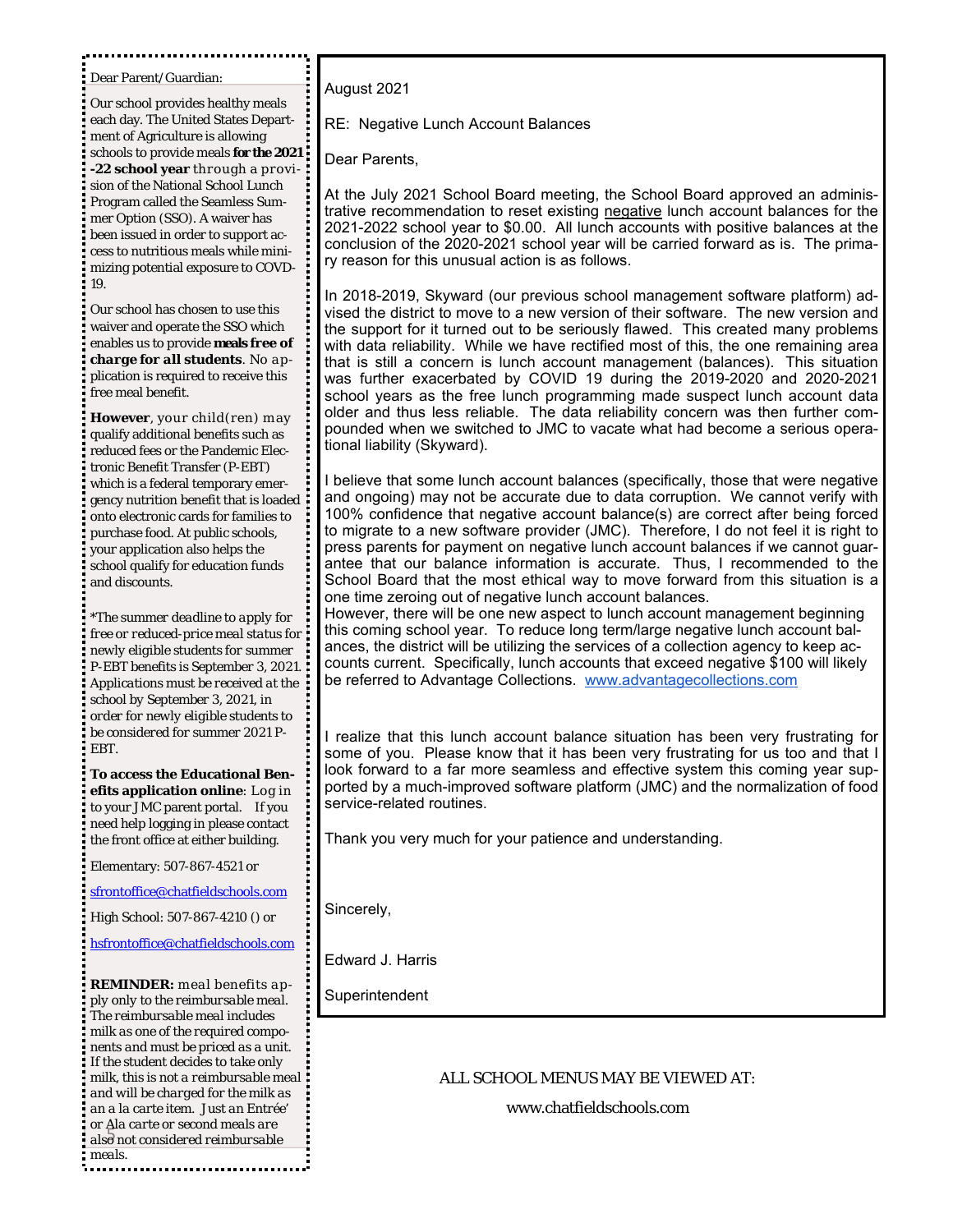Dear Parent/Guardian:

Our school provides healthy meals each day. The United States Department of Agriculture is allowing schools to provide meals **for the 2021-22 school year** through a provision of the National School Lunch Program called the Seamless Summer Option (SSO). A waiver has been issued in order to support access to nutritious meals while minimizing potential exposure to COVD-19.

Our school has chosen to use this waiver and operate the SSO which enables us to provide **meals free of charge for all students**. No application is required to receive this free meal benefit.

**However**, your child(ren) may qualify additional benefits such as reduced fees or the Pandemic Electronic Benefit Transfer (P-EBT) which is a federal temporary emergency nutrition benefit that is loaded onto electronic cards for families to purchase food. At public schools, your application also helps the school qualify for education funds and discounts.

*The summer deadline to apply for free or reduced-price meal status for newly eligible students for summer P-EBT benefits is September 3, 2021. Applications must be received at the school by September 3, 2021, in order for newly eligible students to be considered for summer 2021 P-EBT.

**To access the Educational Benefits application online**: Log in to your JMC parent portal. If you need help logging in please contact the front office at either building.

Elementary: 507-867-4521 or

sfrontoffice@chatfieldschools.com

High School: 507-867-4210 () or

hsfrontoffice@chatfieldschools.com

**REMINDER:** meal benefits apply only to the reimbursable meal. The reimbursable meal includes milk as one of the required components and must be priced as a unit. If the student decides to take only milk, this is not a reimbursable meal and will be charged for the milk as an a la carte item. Just an Entrée' or Ala carte or second meals are also not considered reimbursable meals.

---

August 2021

RE: Negative Lunch Account Balances

Dear Parents,

At the July 2021 School Board meeting, the School Board approved an administrative recommendation to reset existing negative lunch account balances for the 2021-2022 school year to $0.00. All lunch accounts with positive balances at the conclusion of the 2020-2021 school year will be carried forward as is. The primary reason for this unusual action is as follows.

In 2018-2019, Skyward (our previous school management software platform) advised the district to move to a new version of their software. The new version and the support for it turned out to be seriously flawed. This created many problems with data reliability. While we have rectified most of this, the one remaining area that is still a concern is lunch account management (balances). This situation was further exacerbated by COVID 19 during the 2019-2020 and 2020-2021 school years as the free lunch programming made suspect lunch account data older and thus less reliable. The data reliability concern was then further compounded when we switched to JMC to vacate what had become a serious operational liability (Skyward).

I believe that some lunch account balances (specifically, those that were negative and ongoing) may not be accurate due to data corruption. We cannot verify with 100% confidence that negative account balance(s) are correct after being forced to migrate to a new software provider (JMC). Therefore, I do not feel it is right to press parents for payment on negative lunch account balances if we cannot guarantee that our balance information is accurate. Thus, I recommended to the School Board that the most ethical way to move forward from this situation is a one time zeroing out of negative lunch account balances.
However, there will be one new aspect to lunch account management beginning this coming school year. To reduce long term/large negative lunch account balances, the district will be utilizing the services of a collection agency to keep accounts current. Specifically, lunch accounts that exceed negative $100 will likely be referred to Advantage Collections. www.advantagecollections.com

I realize that this lunch account balance situation has been very frustrating for some of you. Please know that it has been very frustrating for us too and that I look forward to a far more seamless and effective system this coming year supported by a much-improved software platform (JMC) and the normalization of food service-related routines.

Thank you very much for your patience and understanding.

Sincerely,

Edward J. Harris

Superintendent

ALL SCHOOL MENUS MAY BE VIEWED AT:

www.chatfieldschools.com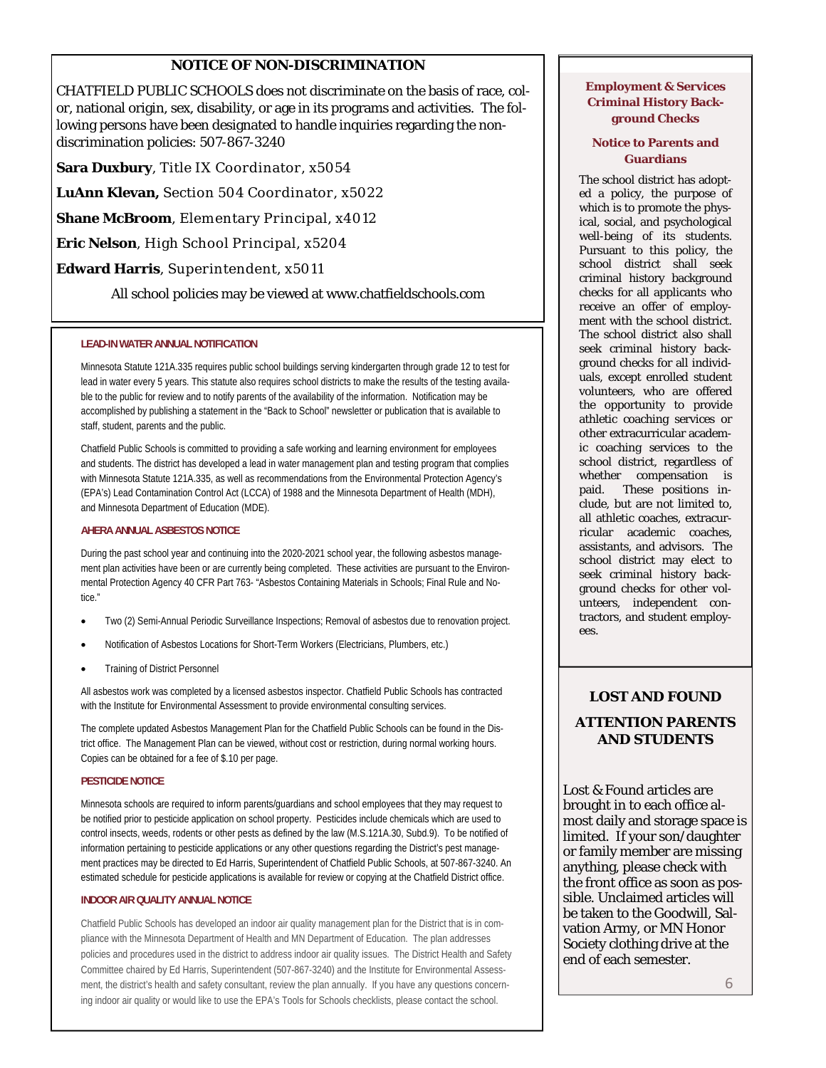## NOTICE OF NON-DISCRIMINATION

CHATFIELD PUBLIC SCHOOLS does not discriminate on the basis of race, color, national origin, sex, disability, or age in its programs and activities. The following persons have been designated to handle inquiries regarding the non-discrimination policies: 507-867-3240

**Sara Duxbury**, Title IX Coordinator, x5054

**LuAnn Klevan,** Section 504 Coordinator, x5022

**Shane McBroom**, Elementary Principal, x4012

**Eric Nelson**, High School Principal, x5204

**Edward Harris**, Superintendent, x5011

All school policies may be viewed at www.chatfieldschools.com

### LEAD-IN WATER ANNUAL NOTIFICATION

Minnesota Statute 121A.335 requires public school buildings serving kindergarten through grade 12 to test for lead in water every 5 years. This statute also requires school districts to make the results of the testing available to the public for review and to notify parents of the availability of the information. Notification may be accomplished by publishing a statement in the "Back to School" newsletter or publication that is available to staff, student, parents and the public.

Chatfield Public Schools is committed to providing a safe working and learning environment for employees and students. The district has developed a lead in water management plan and testing program that complies with Minnesota Statute 121A.335, as well as recommendations from the Environmental Protection Agency's (EPA's) Lead Contamination Control Act (LCCA) of 1988 and the Minnesota Department of Health (MDH), and Minnesota Department of Education (MDE).

### AHERA ANNUAL ASBESTOS NOTICE

During the past school year and continuing into the 2020-2021 school year, the following asbestos management plan activities have been or are currently being completed. These activities are pursuant to the Environmental Protection Agency 40 CFR Part 763- "Asbestos Containing Materials in Schools; Final Rule and Notice."

- Two (2) Semi-Annual Periodic Surveillance Inspections; Removal of asbestos due to renovation project.
- Notification of Asbestos Locations for Short-Term Workers (Electricians, Plumbers, etc.)
- Training of District Personnel

All asbestos work was completed by a licensed asbestos inspector. Chatfield Public Schools has contracted with the Institute for Environmental Assessment to provide environmental consulting services.

The complete updated Asbestos Management Plan for the Chatfield Public Schools can be found in the District office. The Management Plan can be viewed, without cost or restriction, during normal working hours. Copies can be obtained for a fee of $.10 per page.

### PESTICIDE NOTICE

Minnesota schools are required to inform parents/guardians and school employees that they may request to be notified prior to pesticide application on school property. Pesticides include chemicals which are used to control insects, weeds, rodents or other pests as defined by the law (M.S.121A.30, Subd.9). To be notified of information pertaining to pesticide applications or any other questions regarding the District's pest management practices may be directed to Ed Harris, Superintendent of Chatfield Public Schools, at 507-867-3240. An estimated schedule for pesticide applications is available for review or copying at the Chatfield District office.

### INDOOR AIR QUALITY ANNUAL NOTICE

Chatfield Public Schools has developed an indoor air quality management plan for the District that is in compliance with the Minnesota Department of Health and MN Department of Education. The plan addresses policies and procedures used in the district to address indoor air quality issues. The District Health and Safety Committee chaired by Ed Harris, Superintendent (507-867-3240) and the Institute for Environmental Assessment, the district's health and safety consultant, review the plan annually. If you have any questions concerning indoor air quality or would like to use the EPA's Tools for Schools checklists, please contact the school.

### Employment & Services Criminal History Background Checks

#### Notice to Parents and Guardians

The school district has adopted a policy, the purpose of which is to promote the physical, social, and psychological well-being of its students. Pursuant to this policy, the school district shall seek criminal history background checks for all applicants who receive an offer of employment with the school district. The school district also shall seek criminal history background checks for all individuals, except enrolled student volunteers, who are offered the opportunity to provide athletic coaching services or other extracurricular academic coaching services to the school district, regardless of whether compensation is paid. These positions include, but are not limited to, all athletic coaches, extracurricular academic coaches, assistants, and advisors. The school district may elect to seek criminal history background checks for other volunteers, independent contractors, and student employees.

## LOST AND FOUND

## ATTENTION PARENTS AND STUDENTS

Lost & Found articles are brought in to each office almost daily and storage space is limited. If your son/daughter or family member are missing anything, please check with the front office as soon as possible. Unclaimed articles will be taken to the Goodwill, Salvation Army, or MN Honor Society clothing drive at the end of each semester.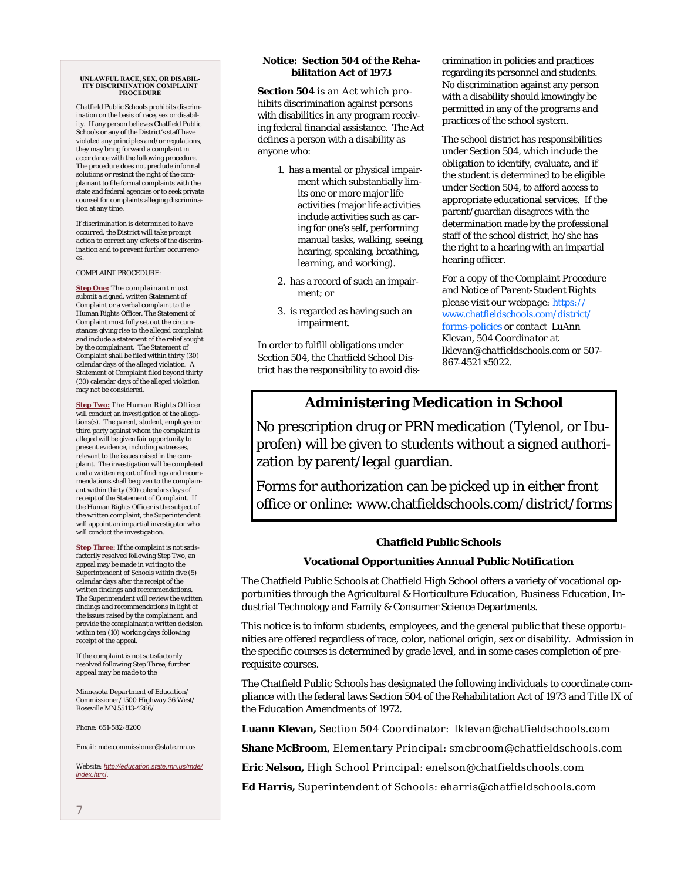### UNLAWFUL RACE, SEX, OR DISABILITY DISCRIMINATION COMPLAINT PROCEDURE

Chatfield Public Schools prohibits discrimination on the basis of race, sex or disability. If any person believes Chatfield Public Schools or any of the District's staff have violated any principles and/or regulations, they may bring forward a complaint in accordance with the following procedure. The procedure does not preclude informal solutions or restrict the right of the complainant to file formal complaints with the state and federal agencies or to seek private counsel for complaints alleging discrimination at any time.

If discrimination is determined to have occurred, the District will take prompt action to correct any effects of the discrimination and to prevent further occurrences.

COMPLAINT PROCEDURE:

**Step One:** The complainant must submit a signed, written Statement of Complaint or a verbal complaint to the Human Rights Officer. The Statement of Complaint must fully set out the circumstances giving rise to the alleged complaint and include a statement of the relief sought by the complainant. The Statement of Complaint shall be filed within thirty (30) calendar days of the alleged violation. A Statement of Complaint filed beyond thirty (30) calendar days of the alleged violation may not be considered.

**Step Two:** The Human Rights Officer will conduct an investigation of the allegations(s). The parent, student, employee or third party against whom the complaint is alleged will be given fair opportunity to present evidence, including witnesses, relevant to the issues raised in the complaint. The investigation will be completed and a written report of findings and recommendations shall be given to the complainant within thirty (30) calendars days of receipt of the Statement of Complaint. If the Human Rights Officer is the subject of the written complaint, the Superintendent will appoint an impartial investigator who will conduct the investigation.

**Step Three:** If the complaint is not satisfactorily resolved following Step Two, an appeal may be made in writing to the Superintendent of Schools within five (5) calendar days after the receipt of the written findings and recommendations. The Superintendent will review the written findings and recommendations in light of the issues raised by the complainant, and provide the complainant a written decision within ten (10) working days following receipt of the appeal.

If the complaint is not satisfactorily resolved following Step Three, further appeal may be made to the

Minnesota Department of Education/ Commissioner/1500 Highway 36 West/ Roseville MN 55113-4266/

Phone: 651-582-8200

Email: mde.commissioner@state.mn.us

Website: *http://education.state.mn.us/mde/index.html*.

### Notice: Section 504 of the Rehabilitation Act of 1973

**Section 504** is an Act which prohibits discrimination against persons with disabilities in any program receiving federal financial assistance. The Act defines a person with a disability as anyone who:

1. has a mental or physical impairment which substantially limits one or more major life activities (major life activities include activities such as caring for one's self, performing manual tasks, walking, seeing, hearing, speaking, breathing, learning, and working).
2. has a record of such an impairment; or
3. is regarded as having such an impairment.

In order to fulfill obligations under Section 504, the Chatfield School District has the responsibility to avoid discrimination in policies and practices regarding its personnel and students. No discrimination against any person with a disability should knowingly be permitted in any of the programs and practices of the school system.

The school district has responsibilities under Section 504, which include the obligation to identify, evaluate, and if the student is determined to be eligible under Section 504, to afford access to appropriate educational services. If the parent/guardian disagrees with the determination made by the professional staff of the school district, he/she has the right to a hearing with an impartial hearing officer.

*For a copy of the Complaint Procedure and Notice of Parent-Student Rights please visit our webpage:* https://www.chatfieldschools.com/district/forms-policies *or contact LuAnn Klevan, 504 Coordinator at lklevan@chatfieldschools.com or 507-867-4521 x5022.*

## Administering Medication in School

No prescription drug or PRN medication (Tylenol, or Ibuprofen) will be given to students without a signed authorization by parent/legal guardian.

Forms for authorization can be picked up in either front office or online: www.chatfieldschools.com/district/forms

### Chatfield Public Schools

### Vocational Opportunities Annual Public Notification

The Chatfield Public Schools at Chatfield High School offers a variety of vocational opportunities through the Agricultural & Horticulture Education, Business Education, Industrial Technology and Family & Consumer Science Departments.

This notice is to inform students, employees, and the general public that these opportunities are offered regardless of race, color, national origin, sex or disability. Admission in the specific courses is determined by grade level, and in some cases completion of prerequisite courses.

The Chatfield Public Schools has designated the following individuals to coordinate compliance with the federal laws Section 504 of the Rehabilitation Act of 1973 and Title IX of the Education Amendments of 1972.

**Luann Klevan,** Section 504 Coordinator: lklevan@chatfieldschools.com

**Shane McBroom**, Elementary Principal: smcbroom@chatfieldschools.com

**Eric Nelson,** High School Principal: enelson@chatfieldschools.com

**Ed Harris,** Superintendent of Schools: eharris@chatfieldschools.com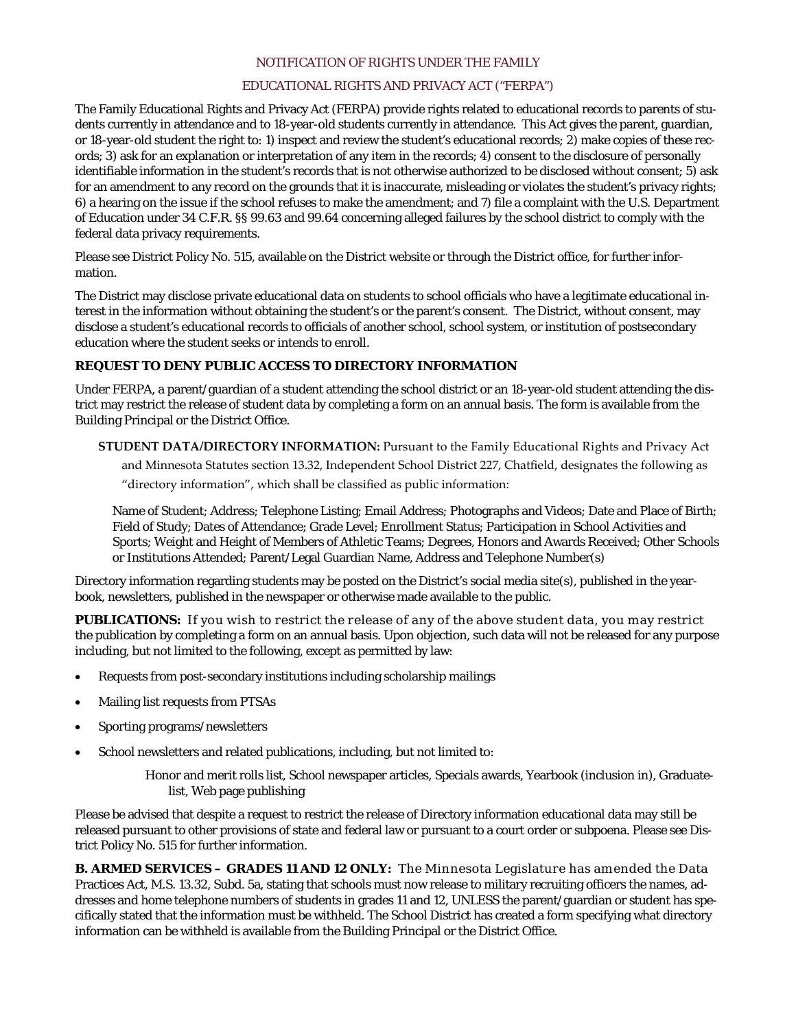## NOTIFICATION OF RIGHTS UNDER THE FAMILY EDUCATIONAL RIGHTS AND PRIVACY ACT ("FERPA")

The Family Educational Rights and Privacy Act (FERPA) provide rights related to educational records to parents of students currently in attendance and to 18-year-old students currently in attendance. This Act gives the parent, guardian, or 18-year-old student the right to: 1) inspect and review the student's educational records; 2) make copies of these records; 3) ask for an explanation or interpretation of any item in the records; 4) consent to the disclosure of personally identifiable information in the student's records that is not otherwise authorized to be disclosed without consent; 5) ask for an amendment to any record on the grounds that it is inaccurate, misleading or violates the student's privacy rights; 6) a hearing on the issue if the school refuses to make the amendment; and 7) file a complaint with the U.S. Department of Education under 34 C.F.R. §§ 99.63 and 99.64 concerning alleged failures by the school district to comply with the federal data privacy requirements.

Please see District Policy No. 515, available on the District website or through the District office, for further information.

The District may disclose private educational data on students to school officials who have a legitimate educational interest in the information without obtaining the student's or the parent's consent. The District, without consent, may disclose a student's educational records to officials of another school, school system, or institution of postsecondary education where the student seeks or intends to enroll.

**REQUEST TO DENY PUBLIC ACCESS TO DIRECTORY INFORMATION**

Under FERPA, a parent/guardian of a student attending the school district or an 18-year-old student attending the district may restrict the release of student data by completing a form on an annual basis. The form is available from the Building Principal or the District Office.

**STUDENT DATA/DIRECTORY INFORMATION:** Pursuant to the Family Educational Rights and Privacy Act and Minnesota Statutes section 13.32, Independent School District 227, Chatfield, designates the following as "directory information", which shall be classified as public information:

Name of Student; Address; Telephone Listing; Email Address; Photographs and Videos; Date and Place of Birth; Field of Study; Dates of Attendance; Grade Level; Enrollment Status; Participation in School Activities and Sports; Weight and Height of Members of Athletic Teams; Degrees, Honors and Awards Received; Other Schools or Institutions Attended; Parent/Legal Guardian Name, Address and Telephone Number(s)

Directory information regarding students may be posted on the District's social media site(s), published in the yearbook, newsletters, published in the newspaper or otherwise made available to the public.

**PUBLICATIONS:** If you wish to restrict the release of any of the above student data, you may restrict the publication by completing a form on an annual basis. Upon objection, such data will not be released for any purpose including, but not limited to the following, except as permitted by law:

- Requests from post-secondary institutions including scholarship mailings
- Mailing list requests from PTSAs
- Sporting programs/newsletters
- School newsletters and related publications, including, but not limited to:

  Honor and merit rolls list, School newspaper articles, Specials awards, Yearbook (inclusion in), Graduate-list, Web page publishing

Please be advised that despite a request to restrict the release of Directory information educational data may still be released pursuant to other provisions of state and federal law or pursuant to a court order or subpoena. Please see District Policy No. 515 for further information.

**B. ARMED SERVICES – GRADES 11 AND 12 ONLY:** The Minnesota Legislature has amended the Data Practices Act, M.S. 13.32, Subd. 5a, stating that schools must now release to military recruiting officers the names, addresses and home telephone numbers of students in grades 11 and 12, UNLESS the parent/guardian or student has specifically stated that the information must be withheld. The School District has created a form specifying what directory information can be withheld is available from the Building Principal or the District Office.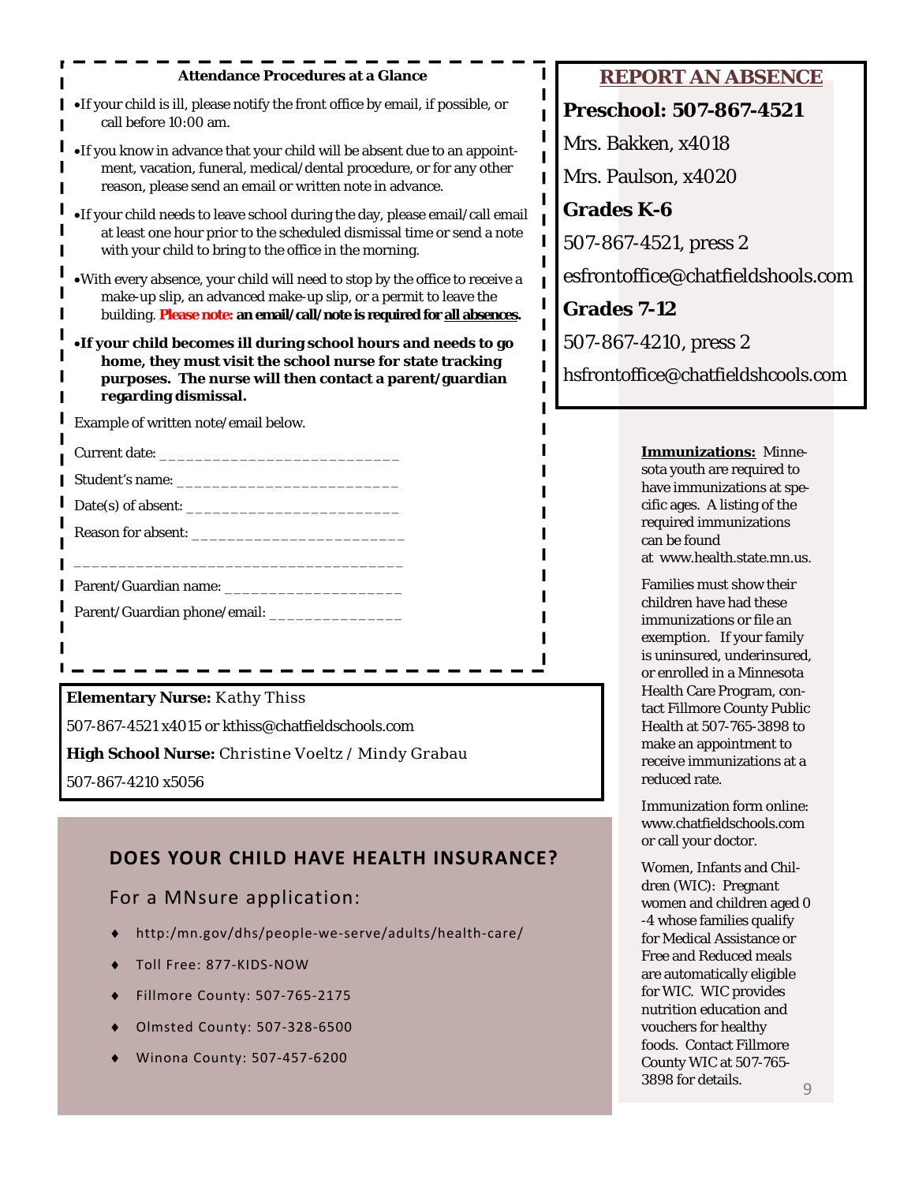### Attendance Procedures at a Glance

- If your child is ill, please notify the front office by email, if possible, or call before 10:00 am.
- If you know in advance that your child will be absent due to an appointment, vacation, funeral, medical/dental procedure, or for any other reason, please send an email or written note in advance.
- If your child needs to leave school during the day, please email/call email at least one hour prior to the scheduled dismissal time or send a note with your child to bring to the office in the morning.
- With every absence, your child will need to stop by the office to receive a make-up slip, an advanced make-up slip, or a permit to leave the building. **Please note: an email/call/note is required for all absences.**
- **If your child becomes ill during school hours and needs to go home, they must visit the school nurse for state tracking purposes. The nurse will then contact a parent/guardian regarding dismissal.**

Example of written note/email below.

Current date: ___________________________

Student's name: _________________________

Date(s) of absent: ________________________

Reason for absent: ________________________

____________________________________

Parent/Guardian name: ____________________

Parent/Guardian phone/email: _______________

## REPORT AN ABSENCE

**Preschool: 507-867-4521**

Mrs. Bakken, x4018

Mrs. Paulson, x4020

**Grades K-6**

507-867-4521, press 2

esfrontoffice@chatfieldshools.com

**Grades 7-12**

507-867-4210, press 2

hsfrontoffice@chatfieldshcools.com

**Elementary Nurse:** Kathy Thiss

507-867-4521 x4015 or kthiss@chatfieldschools.com

**High School Nurse:** Christine Voeltz / Mindy Grabau

507-867-4210 x5056

## DOES YOUR CHILD HAVE HEALTH INSURANCE?

For a MNsure application:

- http:/mn.gov/dhs/people-we-serve/adults/health-care/
- Toll Free: 877-KIDS-NOW
- Fillmore County: 507-765-2175
- Olmsted County: 507-328-6500
- Winona County: 507-457-6200

**Immunizations:** Minnesota youth are required to have immunizations at specific ages. A listing of the required immunizations can be found at www.health.state.mn.us.

Families must show their children have had these immunizations or file an exemption. If your family is uninsured, underinsured, or enrolled in a Minnesota Health Care Program, contact Fillmore County Public Health at 507-765-3898 to make an appointment to receive immunizations at a reduced rate.

Immunization form online: www.chatfieldschools.com or call your doctor.

Women, Infants and Children (WIC): Pregnant women and children aged 0-4 whose families qualify for Medical Assistance or Free and Reduced meals are automatically eligible for WIC. WIC provides nutrition education and vouchers for healthy foods. Contact Fillmore County WIC at 507-765-3898 for details.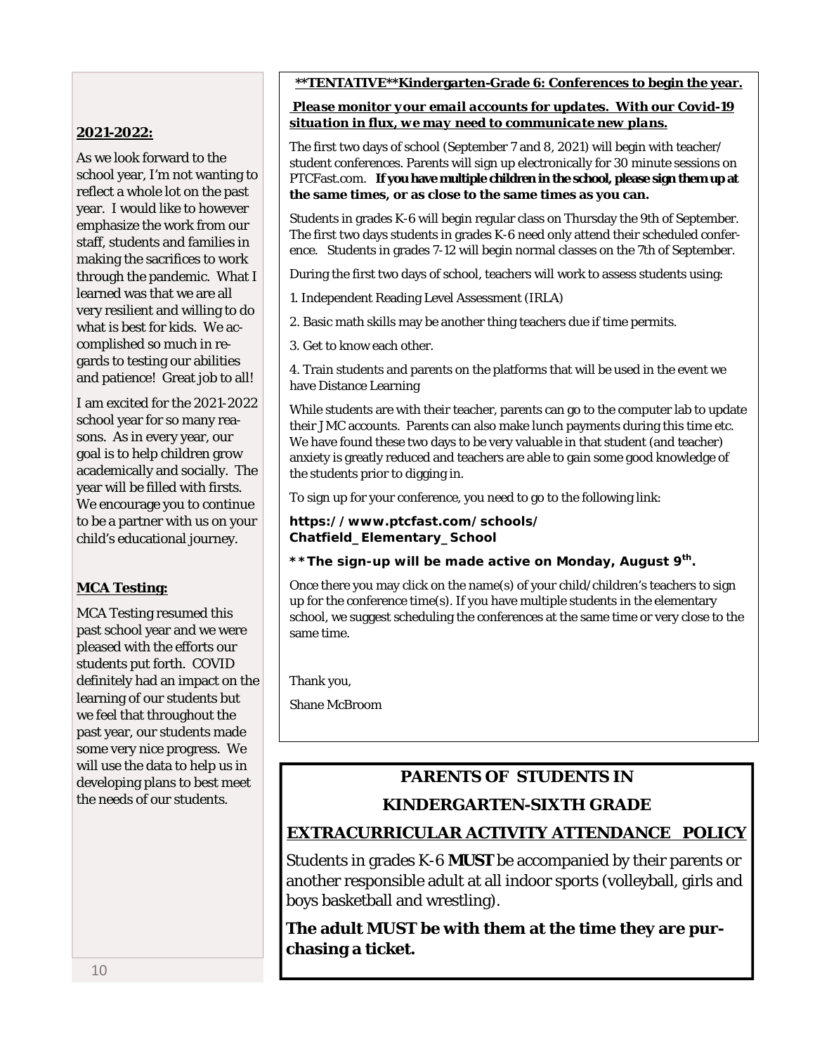**2021-2022:**

As we look forward to the school year, I'm not wanting to reflect a whole lot on the past year. I would like to however emphasize the work from our staff, students and families in making the sacrifices to work through the pandemic. What I learned was that we are all very resilient and willing to do what is best for kids. We accomplished so much in regards to testing our abilities and patience! Great job to all!

I am excited for the 2021-2022 school year for so many reasons. As in every year, our goal is to help children grow academically and socially. The year will be filled with firsts. We encourage you to continue to be a partner with us on your child's educational journey.

**MCA Testing:**

MCA Testing resumed this past school year and we were pleased with the efforts our students put forth. COVID definitely had an impact on the learning of our students but we feel that throughout the past year, our students made some very nice progress. We will use the data to help us in developing plans to best meet the needs of our students.

**\*\*TENTATIVE\*\*Kindergarten-Grade 6: Conferences to begin the year.**

***Please monitor your email accounts for updates. With our Covid-19 situation in flux, we may need to communicate new plans.***

The first two days of school (September 7 and 8, 2021) will begin with teacher/student conferences. Parents will sign up electronically for 30 minute sessions on PTCFast.com. **If you have multiple children in the school, please sign them up at the same times, or as close to the same times as you can.**

Students in grades K-6 will begin regular class on Thursday the 9th of September. The first two days students in grades K-6 need only attend their scheduled conference. Students in grades 7-12 will begin normal classes on the 7th of September.

During the first two days of school, teachers will work to assess students using:

1. Independent Reading Level Assessment (IRLA)
2. Basic math skills may be another thing teachers due if time permits.
3. Get to know each other.
4. Train students and parents on the platforms that will be used in the event we have Distance Learning

While students are with their teacher, parents can go to the computer lab to update their JMC accounts. Parents can also make lunch payments during this time etc. We have found these two days to be very valuable in that student (and teacher) anxiety is greatly reduced and teachers are able to gain some good knowledge of the students prior to digging in.

To sign up for your conference, you need to go to the following link:

**https://www.ptcfast.com/schools/Chatfield_Elementary_School**

**\*\*The sign-up will be made active on Monday, August 9th.**

Once there you may click on the name(s) of your child/children's teachers to sign up for the conference time(s). If you have multiple students in the elementary school, we suggest scheduling the conferences at the same time or very close to the same time.

Thank you,

Shane McBroom

## PARENTS OF STUDENTS IN KINDERGARTEN-SIXTH GRADE

## EXTRACURRICULAR ACTIVITY ATTENDANCE POLICY

Students in grades K-6 **MUST** be accompanied by their parents or another responsible adult at all indoor sports (volleyball, girls and boys basketball and wrestling).

**The adult MUST be with them at the time they are purchasing a ticket.**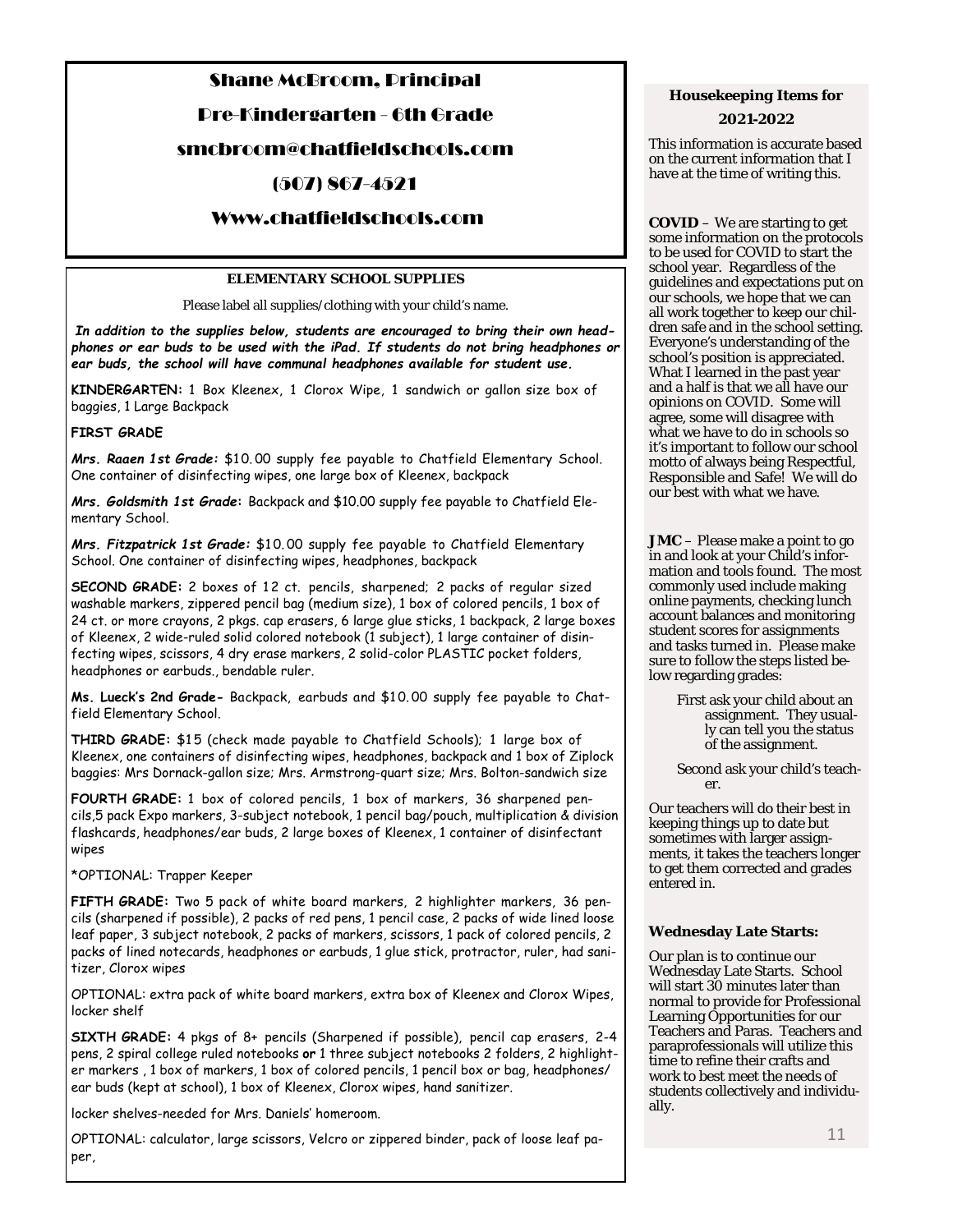Shane McBroom, Principal

Pre-Kindergarten - 6th Grade

smcbroom@chatfieldschools.com

(507) 867-4521

Www.chatfieldschools.com

## ELEMENTARY SCHOOL SUPPLIES

Please label all supplies/clothing with your child's name.

***In addition to the supplies below, students are encouraged to bring their own headphones or ear buds to be used with the iPad. If students do not bring headphones or ear buds, the school will have communal headphones available for student use.***

**KINDERGARTEN:** 1 Box Kleenex, 1 Clorox Wipe, 1 sandwich or gallon size box of baggies, 1 Large Backpack

**FIRST GRADE**

***Mrs. Raaen 1st Grade:*** $10.00 supply fee payable to Chatfield Elementary School. One container of disinfecting wipes, one large box of Kleenex, backpack

***Mrs. Goldsmith 1st Grade*:** Backpack and $10.00 supply fee payable to Chatfield Elementary School.

***Mrs. Fitzpatrick 1st Grade:*** $10.00 supply fee payable to Chatfield Elementary School. One container of disinfecting wipes, headphones, backpack

**SECOND GRADE:** 2 boxes of 12 ct. pencils, sharpened; 2 packs of regular sized washable markers, zippered pencil bag (medium size), 1 box of colored pencils, 1 box of 24 ct. or more crayons, 2 pkgs. cap erasers, 6 large glue sticks, 1 backpack, 2 large boxes of Kleenex, 2 wide-ruled solid colored notebook (1 subject), 1 large container of disinfecting wipes, scissors, 4 dry erase markers, 2 solid-color PLASTIC pocket folders, headphones or earbuds., bendable ruler.

**Ms. Lueck's 2nd Grade-** Backpack, earbuds and $10.00 supply fee payable to Chatfield Elementary School.

**THIRD GRADE:** $15 (check made payable to Chatfield Schools); 1 large box of Kleenex, one containers of disinfecting wipes, headphones, backpack and 1 box of Ziplock baggies: Mrs Dornack-gallon size; Mrs. Armstrong-quart size; Mrs. Bolton-sandwich size

**FOURTH GRADE:** 1 box of colored pencils, 1 box of markers, 36 sharpened pencils,5 pack Expo markers, 3-subject notebook, 1 pencil bag/pouch, multiplication & division flashcards, headphones/ear buds, 2 large boxes of Kleenex, 1 container of disinfectant wipes

*OPTIONAL: Trapper Keeper

**FIFTH GRADE:** Two 5 pack of white board markers, 2 highlighter markers, 36 pencils (sharpened if possible), 2 packs of red pens, 1 pencil case, 2 packs of wide lined loose leaf paper, 3 subject notebook, 2 packs of markers, scissors, 1 pack of colored pencils, 2 packs of lined notecards, headphones or earbuds, 1 glue stick, protractor, ruler, had sanitizer, Clorox wipes

OPTIONAL: extra pack of white board markers, extra box of Kleenex and Clorox Wipes, locker shelf

**SIXTH GRADE:** 4 pkgs of 8+ pencils (Sharpened if possible), pencil cap erasers, 2-4 pens, 2 spiral college ruled notebooks **or** 1 three subject notebooks 2 folders, 2 highlighter markers , 1 box of markers, 1 box of colored pencils, 1 pencil box or bag, headphones/ ear buds (kept at school), 1 box of Kleenex, Clorox wipes, hand sanitizer.

locker shelves-needed for Mrs. Daniels' homeroom.

OPTIONAL: calculator, large scissors, Velcro or zippered binder, pack of loose leaf paper,

## Housekeeping Items for 2021-2022

This information is accurate based on the current information that I have at the time of writing this.

**COVID** – We are starting to get some information on the protocols to be used for COVID to start the school year. Regardless of the guidelines and expectations put on our schools, we hope that we can all work together to keep our children safe and in the school setting. Everyone's understanding of the school's position is appreciated. What I learned in the past year and a half is that we all have our opinions on COVID. Some will agree, some will disagree with what we have to do in schools so it's important to follow our school motto of always being Respectful, Responsible and Safe! We will do our best with what we have.

**JMC** – Please make a point to go in and look at your Child's information and tools found. The most commonly used include making online payments, checking lunch account balances and monitoring student scores for assignments and tasks turned in. Please make sure to follow the steps listed below regarding grades:

- First ask your child about an assignment. They usually can tell you the status of the assignment.
- Second ask your child's teacher.

Our teachers will do their best in keeping things up to date but sometimes with larger assignments, it takes the teachers longer to get them corrected and grades entered in.

**Wednesday Late Starts:**

Our plan is to continue our Wednesday Late Starts. School will start 30 minutes later than normal to provide for Professional Learning Opportunities for our Teachers and Paras. Teachers and paraprofessionals will utilize this time to refine their crafts and work to best meet the needs of students collectively and individually.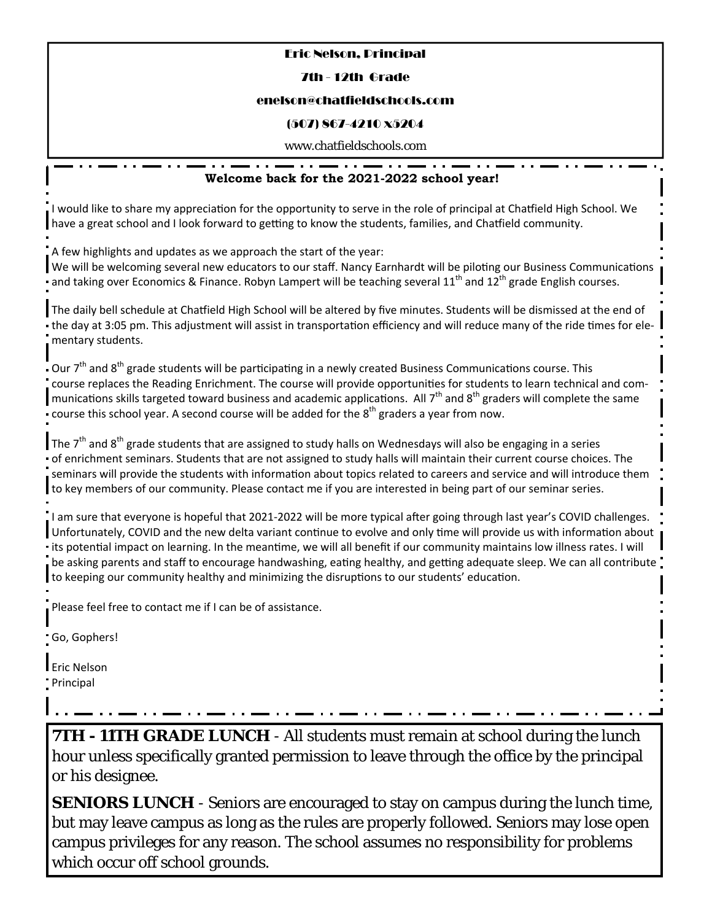Eric Nelson, Principal

7th - 12th Grade

enelson@chatfieldschools.com

(507) 867-4210 x5204

www.chatfieldschools.com

**Welcome back for the 2021-2022 school year!**

I would like to share my appreciation for the opportunity to serve in the role of principal at Chatfield High School. We have a great school and I look forward to getting to know the students, families, and Chatfield community.

A few highlights and updates as we approach the start of the year:
We will be welcoming several new educators to our staff. Nancy Earnhardt will be piloting our Business Communications and taking over Economics & Finance. Robyn Lampert will be teaching several 11th and 12th grade English courses.

The daily bell schedule at Chatfield High School will be altered by five minutes. Students will be dismissed at the end of the day at 3:05 pm. This adjustment will assist in transportation efficiency and will reduce many of the ride times for elementary students.

Our 7th and 8th grade students will be participating in a newly created Business Communications course. This course replaces the Reading Enrichment. The course will provide opportunities for students to learn technical and communications skills targeted toward business and academic applications. All 7th and 8th graders will complete the same course this school year. A second course will be added for the 8th graders a year from now.

The 7th and 8th grade students that are assigned to study halls on Wednesdays will also be engaging in a series of enrichment seminars. Students that are not assigned to study halls will maintain their current course choices. The seminars will provide the students with information about topics related to careers and service and will introduce them to key members of our community. Please contact me if you are interested in being part of our seminar series.

I am sure that everyone is hopeful that 2021-2022 will be more typical after going through last year's COVID challenges. Unfortunately, COVID and the new delta variant continue to evolve and only time will provide us with information about its potential impact on learning. In the meantime, we will all benefit if our community maintains low illness rates. I will be asking parents and staff to encourage handwashing, eating healthy, and getting adequate sleep. We can all contribute to keeping our community healthy and minimizing the disruptions to our students' education.

Please feel free to contact me if I can be of assistance.

Go, Gophers!

Eric Nelson
Principal

**7TH - 11TH GRADE LUNCH** - All students must remain at school during the lunch hour unless specifically granted permission to leave through the office by the principal or his designee.

**SENIORS LUNCH** - Seniors are encouraged to stay on campus during the lunch time, but may leave campus as long as the rules are properly followed. Seniors may lose open campus privileges for any reason. The school assumes no responsibility for problems which occur off school grounds.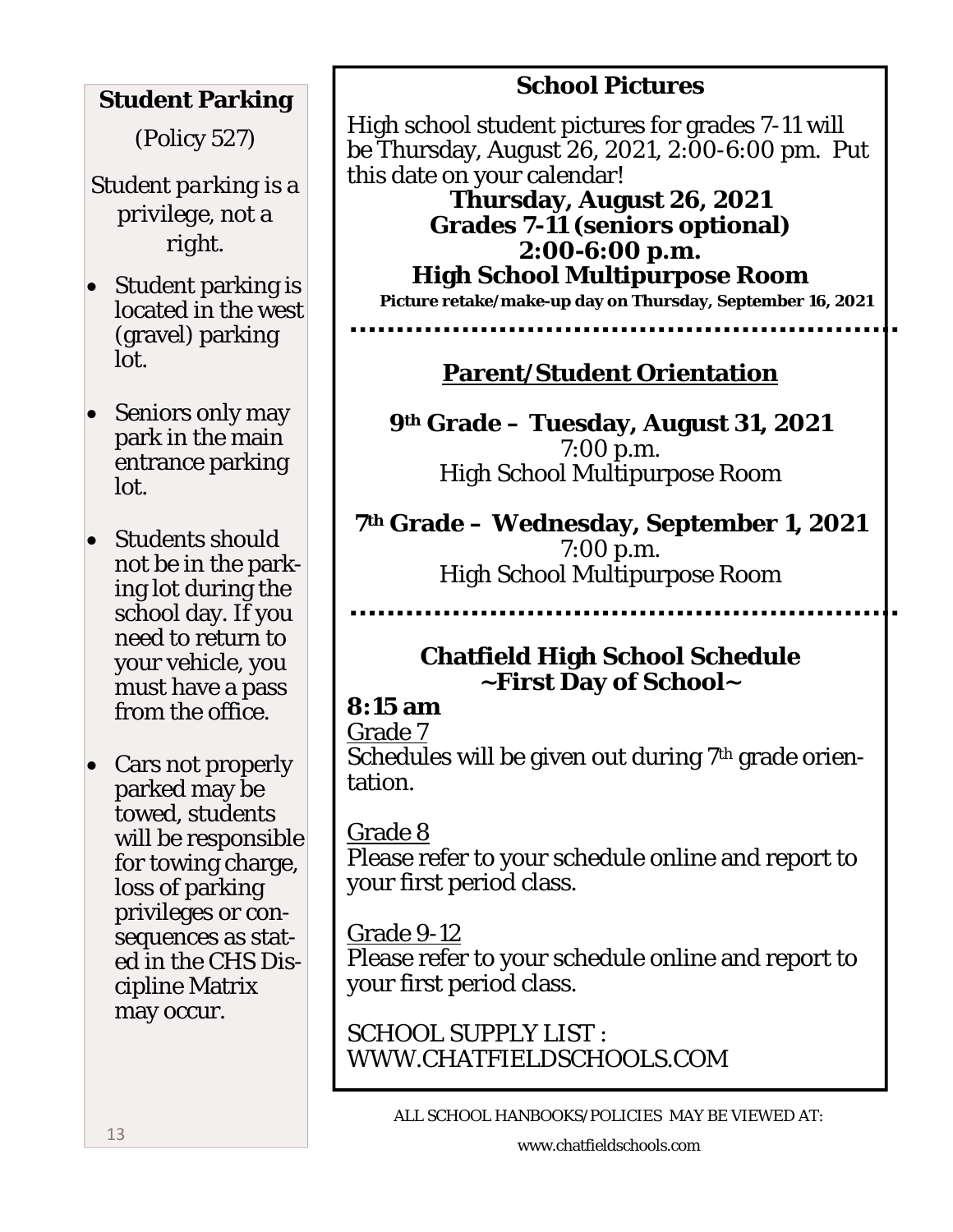## Student Parking

(Policy 527)

*Student parking is a privilege, not a right.*

- Student parking is located in the west (gravel) parking lot.
- Seniors only may park in the main entrance parking lot.
- Students should not be in the parking lot during the school day. If you need to return to your vehicle, you must have a pass from the office.
- Cars not properly parked may be towed, students will be responsible for towing charge, loss of parking privileges or consequences as stated in the CHS Discipline Matrix may occur.

## School Pictures

High school student pictures for grades 7-11 will be Thursday, August 26, 2021, 2:00-6:00 pm. Put this date on your calendar!

**Thursday, August 26, 2021**
**Grades 7-11 (seniors optional)**
**2:00-6:00 p.m.**
**High School Multipurpose Room**

**Picture retake/make-up day on Thursday, September 16, 2021**

## Parent/Student Orientation

**9th Grade – Tuesday, August 31, 2021**
7:00 p.m.
High School Multipurpose Room

**7th Grade – Wednesday, September 1, 2021**
7:00 p.m.
High School Multipurpose Room

## Chatfield High School Schedule ~First Day of School~

**8:15 am**

Grade 7
Schedules will be given out during 7th grade orientation.

Grade 8
Please refer to your schedule online and report to your first period class.

Grade 9-12
Please refer to your schedule online and report to your first period class.

SCHOOL SUPPLY LIST : WWW.CHATFIELDSCHOOLS.COM

ALL SCHOOL HANBOOKS/POLICIES MAY BE VIEWED AT: www.chatfieldschools.com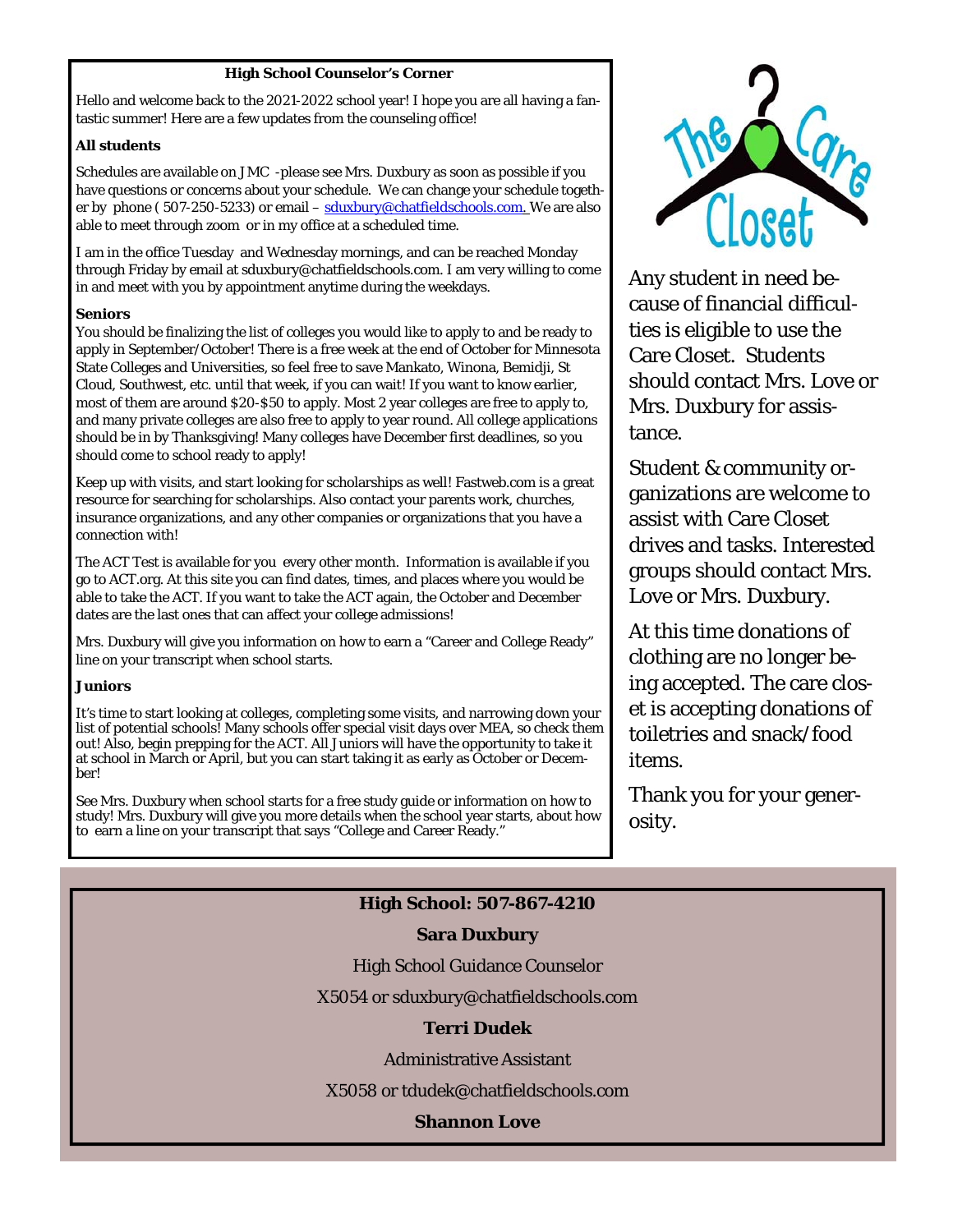## High School Counselor's Corner

Hello and welcome back to the 2021-2022 school year! I hope you are all having a fantastic summer! Here are a few updates from the counseling office!

**All students**

Schedules are available on JMC -please see Mrs. Duxbury as soon as possible if you have questions or concerns about your schedule. We can change your schedule together by phone ( 507-250-5233) or email – sduxbury@chatfieldschools.com. We are also able to meet through zoom or in my office at a scheduled time.

I am in the office Tuesday and Wednesday mornings, and can be reached Monday through Friday by email at sduxbury@chatfieldschools.com. I am very willing to come in and meet with you by appointment anytime during the weekdays.

**Seniors**

You should be finalizing the list of colleges you would like to apply to and be ready to apply in September/October! There is a free week at the end of October for Minnesota State Colleges and Universities, so feel free to save Mankato, Winona, Bemidji, St Cloud, Southwest, etc. until that week, if you can wait! If you want to know earlier, most of them are around $20-$50 to apply. Most 2 year colleges are free to apply to, and many private colleges are also free to apply to year round. All college applications should be in by Thanksgiving! Many colleges have December first deadlines, so you should come to school ready to apply!

Keep up with visits, and start looking for scholarships as well! Fastweb.com is a great resource for searching for scholarships. Also contact your parents work, churches, insurance organizations, and any other companies or organizations that you have a connection with!

The ACT Test is available for you every other month. Information is available if you go to ACT.org. At this site you can find dates, times, and places where you would be able to take the ACT. If you want to take the ACT again, the October and December dates are the last ones that can affect your college admissions!

Mrs. Duxbury will give you information on how to earn a "Career and College Ready" line on your transcript when school starts.

**Juniors**

It's time to start looking at colleges, completing some visits, and narrowing down your list of potential schools! Many schools offer special visit days over MEA, so check them out! Also, begin prepping for the ACT. All Juniors will have the opportunity to take it at school in March or April, but you can start taking it as early as October or December!

See Mrs. Duxbury when school starts for a free study guide or information on how to study! Mrs. Duxbury will give you more details when the school year starts, about how to earn a line on your transcript that says "College and Career Ready."

## The Care Closet

Any student in need because of financial difficulties is eligible to use the Care Closet. Students should contact Mrs. Love or Mrs. Duxbury for assistance.

Student & community organizations are welcome to assist with Care Closet drives and tasks. Interested groups should contact Mrs. Love or Mrs. Duxbury.

At this time donations of clothing are no longer being accepted. The care closet is accepting donations of toiletries and snack/food items.

Thank you for your generosity.

**High School: 507-867-4210**

**Sara Duxbury**

High School Guidance Counselor

X5054 or sduxbury@chatfieldschools.com

**Terri Dudek**

Administrative Assistant

X5058 or tdudek@chatfieldschools.com

**Shannon Love**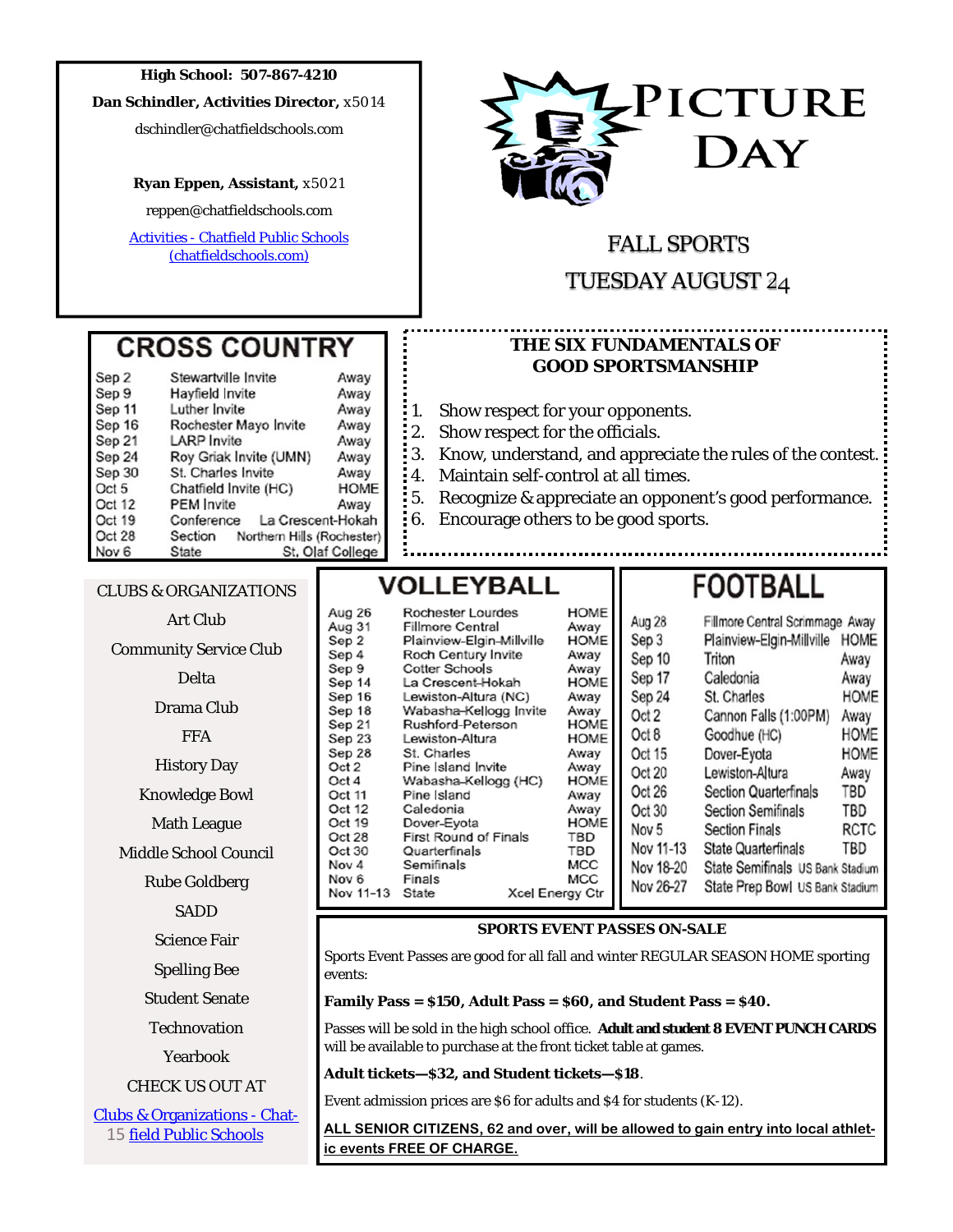**High School: 507-867-4210**

**Dan Schindler, Activities Director,** x5014

dschindler@chatfieldschools.com

**Ryan Eppen, Assistant,** x5021

reppen@chatfieldschools.com

[Activities - Chatfield Public Schools (chatfieldschools.com)]

# PICTURE DAY

FALL SPORTS

TUESDAY AUGUST 24

## CROSS COUNTRY

| Date | Event | Location |
|---|---|---|
| Sep 2 | Stewartville Invite | Away |
| Sep 9 | Hayfield Invite | Away |
| Sep 11 | Luther Invite | Away |
| Sep 16 | Rochester Mayo Invite | Away |
| Sep 21 | LARP Invite | Away |
| Sep 24 | Roy Griak Invite (UMN) | Away |
| Sep 30 | St. Charles Invite | Away |
| Oct 5 | Chatfield Invite (HC) | HOME |
| Oct 12 | PEM Invite | Away |
| Oct 19 | Conference | La Crescent-Hokah |
| Oct 28 | Section | Northern Hills (Rochester) |
| Nov 6 | State | St. Olaf College |

## THE SIX FUNDAMENTALS OF GOOD SPORTSMANSHIP

1. Show respect for your opponents.
2. Show respect for the officials.
3. Know, understand, and appreciate the rules of the contest.
4. Maintain self-control at all times.
5. Recognize & appreciate an opponent's good performance.
6. Encourage others to be good sports.

## CLUBS & ORGANIZATIONS

Art Club
Community Service Club
Delta
Drama Club
FFA
History Day
Knowledge Bowl
Math League
Middle School Council
Rube Goldberg
SADD
Science Fair
Spelling Bee
Student Senate
Technovation
Yearbook

CHECK US OUT AT

[Clubs & Organizations - Chatfield Public Schools]

## VOLLEYBALL

| Date | Opponent | Location |
|---|---|---|
| Aug 26 | Rochester Lourdes | HOME |
| Aug 31 | Fillmore Central | Away |
| Sep 2 | Plainview-Elgin-Millville | HOME |
| Sep 4 | Roch Century Invite | Away |
| Sep 9 | Cotter Schools | Away |
| Sep 14 | La Crescent-Hokah | HOME |
| Sep 16 | Lewiston-Altura (NC) | Away |
| Sep 18 | Wabasha-Kellogg Invite | Away |
| Sep 21 | Rushford-Peterson | HOME |
| Sep 23 | Lewiston-Altura | HOME |
| Sep 28 | St. Charles | Away |
| Oct 2 | Pine Island Invite | Away |
| Oct 4 | Wabasha-Kellogg (HC) | HOME |
| Oct 11 | Pine Island | Away |
| Oct 12 | Caledonia | Away |
| Oct 19 | Dover-Eyota | HOME |
| Oct 28 | First Round of Finals | TBD |
| Oct 30 | Quarterfinals | TBD |
| Nov 4 | Semifinals | MCC |
| Nov 6 | Finals | MCC |
| Nov 11-13 | State | Xcel Energy Ctr |

## FOOTBALL

| Date | Opponent | Location |
|---|---|---|
| Aug 28 | Fillmore Central Scrimmage | Away |
| Sep 3 | Plainview-Elgin-Millville | HOME |
| Sep 10 | Triton | Away |
| Sep 17 | Caledonia | Away |
| Sep 24 | St. Charles | HOME |
| Oct 2 | Cannon Falls (1:00PM) | Away |
| Oct 8 | Goodhue (HC) | HOME |
| Oct 15 | Dover-Eyota | HOME |
| Oct 20 | Lewiston-Altura | Away |
| Oct 26 | Section Quarterfinals | TBD |
| Oct 30 | Section Semifinals | TBD |
| Nov 5 | Section Finals | RCTC |
| Nov 11-13 | State Quarterfinals | TBD |
| Nov 18-20 | State Semifinals | US Bank Stadium |
| Nov 26-27 | State Prep Bowl | US Bank Stadium |

## SPORTS EVENT PASSES ON-SALE

Sports Event Passes are good for all fall and winter REGULAR SEASON HOME sporting events:

**Family Pass = $150, Adult Pass = $60, and Student Pass = $40.**

Passes will be sold in the high school office. **Adult and student 8 EVENT PUNCH CARDS** will be available to purchase at the front ticket table at games.

**Adult tickets—$32, and Student tickets—$18**.

Event admission prices are $6 for adults and $4 for students (K-12).

**ALL SENIOR CITIZENS, 62 and over, will be allowed to gain entry into local athletic events FREE OF CHARGE.**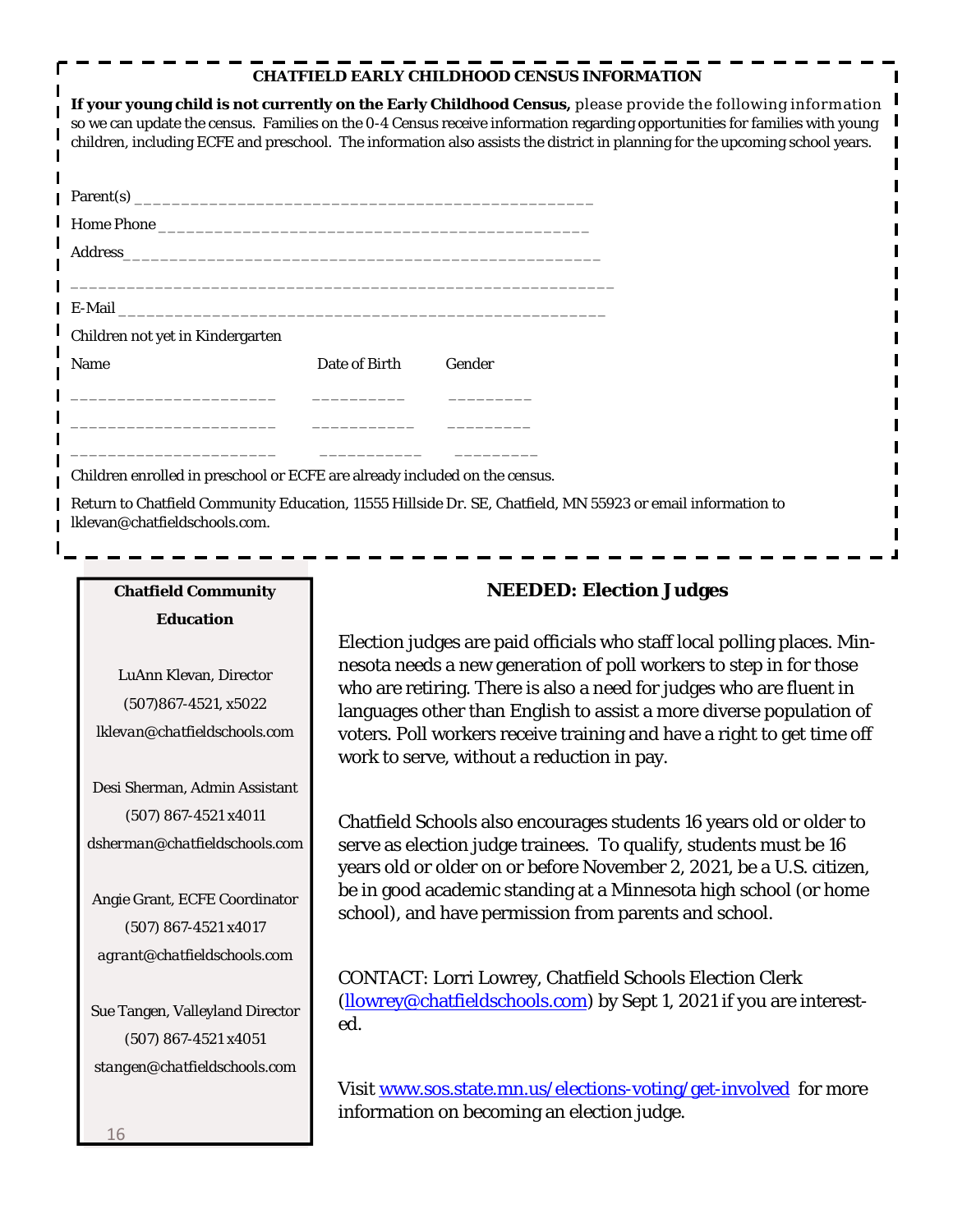**CHATFIELD EARLY CHILDHOOD CENSUS INFORMATION**

**If your young child is not currently on the Early Childhood Census,** please provide the following information so we can update the census. Families on the 0-4 Census receive information regarding opportunities for families with young children, including ECFE and preschool. The information also assists the district in planning for the upcoming school years.

Parent(s) _______________________________________________

Home Phone _____________________________________________

Address_________________________________________________

________________________________________________________

E-Mail _________________________________________________

Children not yet in Kindergarten

| Name | Date of Birth | Gender |
|---|---|---|
| _____________________ | __________ | ________ |
| _____________________ | __________ | ________ |
| _____________________ | __________ | ________ |

Children enrolled in preschool or ECFE are already included on the census.

Return to Chatfield Community Education, 11555 Hillside Dr. SE, Chatfield, MN 55923 or email information to lklevan@chatfieldschools.com.

**Chatfield Community Education**

LuAnn Klevan, Director
(507)867-4521, x5022
*lklevan@chatfieldschools.com*

Desi Sherman, Admin Assistant
(507) 867-4521 x4011
*dsherman@chatfieldschools.com*

Angie Grant, ECFE Coordinator
(507) 867-4521 x4017
*agrant@chatfieldschools.com*

Sue Tangen, Valleyland Director
(507) 867-4521 x4051
*stangen@chatfieldschools.com*

## NEEDED: Election Judges

Election judges are paid officials who staff local polling places. Minnesota needs a new generation of poll workers to step in for those who are retiring. There is also a need for judges who are fluent in languages other than English to assist a more diverse population of voters. Poll workers receive training and have a right to get time off work to serve, without a reduction in pay.

Chatfield Schools also encourages students 16 years old or older to serve as election judge trainees. To qualify, students must be 16 years old or older on or before November 2, 2021, be a U.S. citizen, be in good academic standing at a Minnesota high school (or home school), and have permission from parents and school.

CONTACT: Lorri Lowrey, Chatfield Schools Election Clerk (llowrey@chatfieldschools.com) by Sept 1, 2021 if you are interested.

Visit www.sos.state.mn.us/elections-voting/get-involved for more information on becoming an election judge.